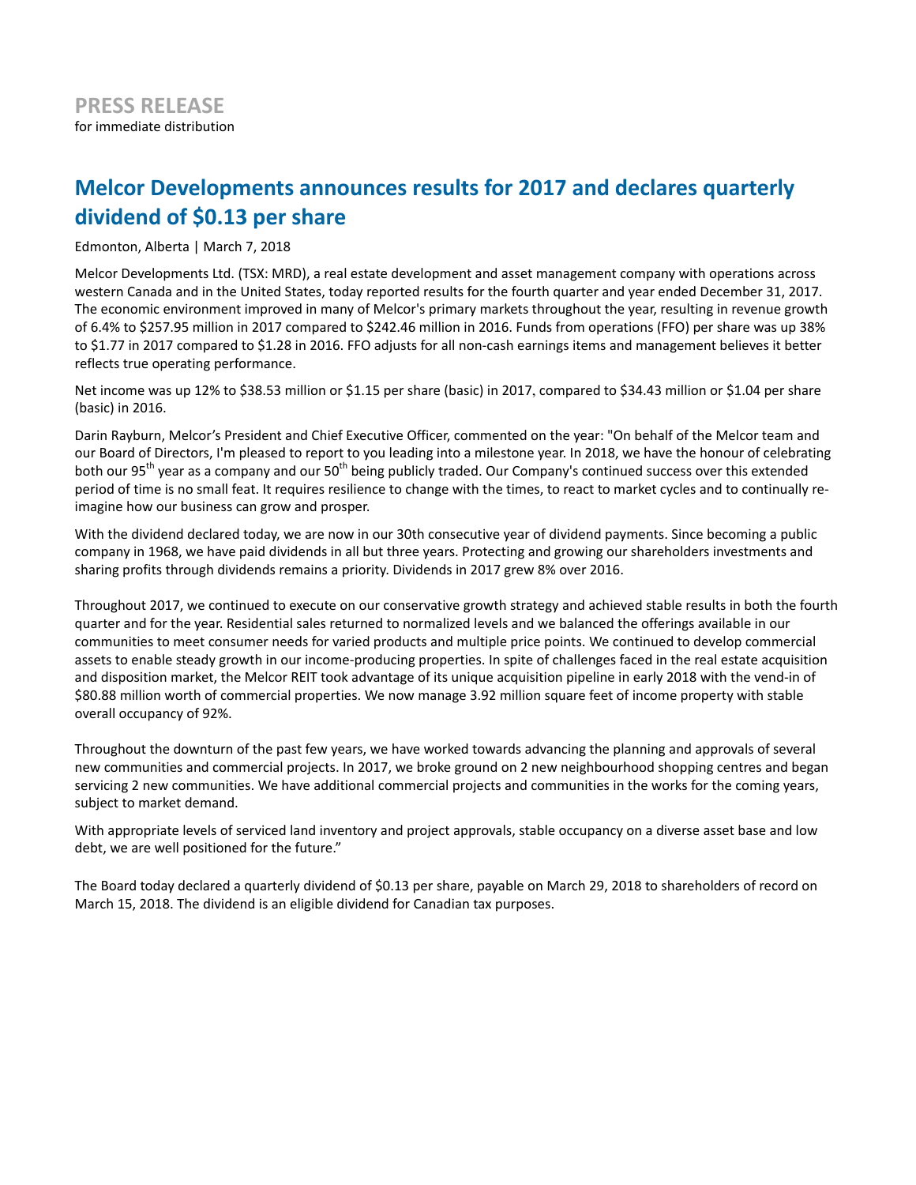**PRESS RELEASE**
for immediate distribution

# Melcor Developments announces results for 2017 and declares quarterly dividend of $0.13 per share

Edmonton, Alberta | March 7, 2018

Melcor Developments Ltd. (TSX: MRD), a real estate development and asset management company with operations across western Canada and in the United States, today reported results for the fourth quarter and year ended December 31, 2017. The economic environment improved in many of Melcor's primary markets throughout the year, resulting in revenue growth of 6.4% to $257.95 million in 2017 compared to $242.46 million in 2016. Funds from operations (FFO) per share was up 38% to $1.77 in 2017 compared to $1.28 in 2016. FFO adjusts for all non-cash earnings items and management believes it better reflects true operating performance.

Net income was up 12% to $38.53 million or $1.15 per share (basic) in 2017, compared to $34.43 million or $1.04 per share (basic) in 2016.

Darin Rayburn, Melcor's President and Chief Executive Officer, commented on the year: "On behalf of the Melcor team and our Board of Directors, I'm pleased to report to you leading into a milestone year. In 2018, we have the honour of celebrating both our 95th year as a company and our 50th being publicly traded. Our Company's continued success over this extended period of time is no small feat. It requires resilience to change with the times, to react to market cycles and to continually re-imagine how our business can grow and prosper.

With the dividend declared today, we are now in our 30th consecutive year of dividend payments. Since becoming a public company in 1968, we have paid dividends in all but three years. Protecting and growing our shareholders investments and sharing profits through dividends remains a priority. Dividends in 2017 grew 8% over 2016.

Throughout 2017, we continued to execute on our conservative growth strategy and achieved stable results in both the fourth quarter and for the year. Residential sales returned to normalized levels and we balanced the offerings available in our communities to meet consumer needs for varied products and multiple price points. We continued to develop commercial assets to enable steady growth in our income-producing properties. In spite of challenges faced in the real estate acquisition and disposition market, the Melcor REIT took advantage of its unique acquisition pipeline in early 2018 with the vend-in of $80.88 million worth of commercial properties. We now manage 3.92 million square feet of income property with stable overall occupancy of 92%.

Throughout the downturn of the past few years, we have worked towards advancing the planning and approvals of several new communities and commercial projects. In 2017, we broke ground on 2 new neighbourhood shopping centres and began servicing 2 new communities. We have additional commercial projects and communities in the works for the coming years, subject to market demand.

With appropriate levels of serviced land inventory and project approvals, stable occupancy on a diverse asset base and low debt, we are well positioned for the future."

The Board today declared a quarterly dividend of $0.13 per share, payable on March 29, 2018 to shareholders of record on March 15, 2018. The dividend is an eligible dividend for Canadian tax purposes.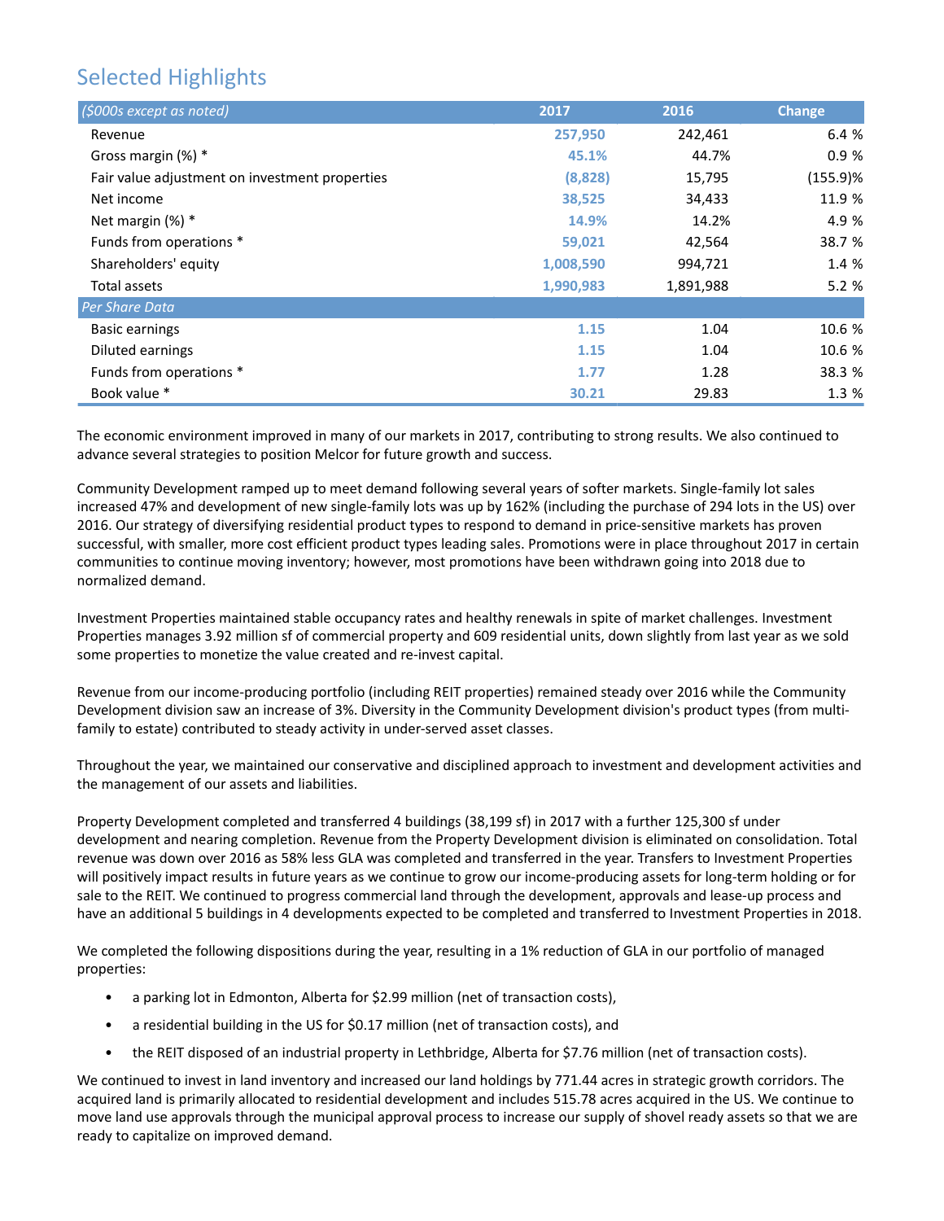## Selected Highlights

| ($000s except as noted) | 2017 | 2016 | Change |
|---|---|---|---|
| Revenue | 257,950 | 242,461 | 6.4 % |
| Gross margin (%) * | 45.1% | 44.7% | 0.9 % |
| Fair value adjustment on investment properties | (8,828) | 15,795 | (155.9)% |
| Net income | 38,525 | 34,433 | 11.9 % |
| Net margin (%) * | 14.9% | 14.2% | 4.9 % |
| Funds from operations * | 59,021 | 42,564 | 38.7 % |
| Shareholders' equity | 1,008,590 | 994,721 | 1.4 % |
| Total assets | 1,990,983 | 1,891,988 | 5.2 % |
| *Per Share Data* | | | |
| Basic earnings | 1.15 | 1.04 | 10.6 % |
| Diluted earnings | 1.15 | 1.04 | 10.6 % |
| Funds from operations * | 1.77 | 1.28 | 38.3 % |
| Book value * | 30.21 | 29.83 | 1.3 % |

The economic environment improved in many of our markets in 2017, contributing to strong results. We also continued to advance several strategies to position Melcor for future growth and success.

Community Development ramped up to meet demand following several years of softer markets. Single-family lot sales increased 47% and development of new single-family lots was up by 162% (including the purchase of 294 lots in the US) over 2016. Our strategy of diversifying residential product types to respond to demand in price-sensitive markets has proven successful, with smaller, more cost efficient product types leading sales. Promotions were in place throughout 2017 in certain communities to continue moving inventory; however, most promotions have been withdrawn going into 2018 due to normalized demand.

Investment Properties maintained stable occupancy rates and healthy renewals in spite of market challenges. Investment Properties manages 3.92 million sf of commercial property and 609 residential units, down slightly from last year as we sold some properties to monetize the value created and re-invest capital.

Revenue from our income-producing portfolio (including REIT properties) remained steady over 2016 while the Community Development division saw an increase of 3%. Diversity in the Community Development division's product types (from multi-family to estate) contributed to steady activity in under-served asset classes.

Throughout the year, we maintained our conservative and disciplined approach to investment and development activities and the management of our assets and liabilities.

Property Development completed and transferred 4 buildings (38,199 sf) in 2017 with a further 125,300 sf under development and nearing completion. Revenue from the Property Development division is eliminated on consolidation. Total revenue was down over 2016 as 58% less GLA was completed and transferred in the year. Transfers to Investment Properties will positively impact results in future years as we continue to grow our income-producing assets for long-term holding or for sale to the REIT. We continued to progress commercial land through the development, approvals and lease-up process and have an additional 5 buildings in 4 developments expected to be completed and transferred to Investment Properties in 2018.

We completed the following dispositions during the year, resulting in a 1% reduction of GLA in our portfolio of managed properties:

- a parking lot in Edmonton, Alberta for $2.99 million (net of transaction costs),
- a residential building in the US for $0.17 million (net of transaction costs), and
- the REIT disposed of an industrial property in Lethbridge, Alberta for $7.76 million (net of transaction costs).

We continued to invest in land inventory and increased our land holdings by 771.44 acres in strategic growth corridors. The acquired land is primarily allocated to residential development and includes 515.78 acres acquired in the US. We continue to move land use approvals through the municipal approval process to increase our supply of shovel ready assets so that we are ready to capitalize on improved demand.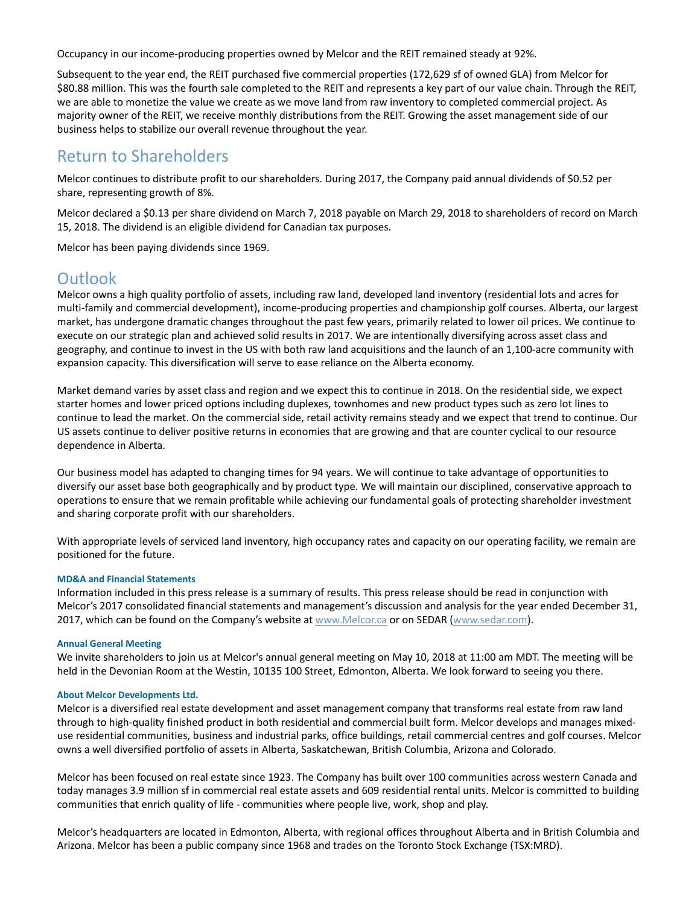Occupancy in our income-producing properties owned by Melcor and the REIT remained steady at 92%.

Subsequent to the year end, the REIT purchased five commercial properties (172,629 sf of owned GLA) from Melcor for $80.88 million. This was the fourth sale completed to the REIT and represents a key part of our value chain. Through the REIT, we are able to monetize the value we create as we move land from raw inventory to completed commercial project. As majority owner of the REIT, we receive monthly distributions from the REIT. Growing the asset management side of our business helps to stabilize our overall revenue throughout the year.

## Return to Shareholders

Melcor continues to distribute profit to our shareholders. During 2017, the Company paid annual dividends of $0.52 per share, representing growth of 8%.

Melcor declared a $0.13 per share dividend on March 7, 2018 payable on March 29, 2018 to shareholders of record on March 15, 2018. The dividend is an eligible dividend for Canadian tax purposes.

Melcor has been paying dividends since 1969.

## Outlook

Melcor owns a high quality portfolio of assets, including raw land, developed land inventory (residential lots and acres for multi-family and commercial development), income-producing properties and championship golf courses. Alberta, our largest market, has undergone dramatic changes throughout the past few years, primarily related to lower oil prices. We continue to execute on our strategic plan and achieved solid results in 2017. We are intentionally diversifying across asset class and geography, and continue to invest in the US with both raw land acquisitions and the launch of an 1,100-acre community with expansion capacity. This diversification will serve to ease reliance on the Alberta economy.

Market demand varies by asset class and region and we expect this to continue in 2018. On the residential side, we expect starter homes and lower priced options including duplexes, townhomes and new product types such as zero lot lines to continue to lead the market. On the commercial side, retail activity remains steady and we expect that trend to continue. Our US assets continue to deliver positive returns in economies that are growing and that are counter cyclical to our resource dependence in Alberta.

Our business model has adapted to changing times for 94 years. We will continue to take advantage of opportunities to diversify our asset base both geographically and by product type. We will maintain our disciplined, conservative approach to operations to ensure that we remain profitable while achieving our fundamental goals of protecting shareholder investment and sharing corporate profit with our shareholders.

With appropriate levels of serviced land inventory, high occupancy rates and capacity on our operating facility, we remain are positioned for the future.

#### MD&A and Financial Statements

Information included in this press release is a summary of results. This press release should be read in conjunction with Melcor's 2017 consolidated financial statements and management's discussion and analysis for the year ended December 31, 2017, which can be found on the Company's website at www.Melcor.ca or on SEDAR (www.sedar.com).

#### Annual General Meeting

We invite shareholders to join us at Melcor's annual general meeting on May 10, 2018 at 11:00 am MDT. The meeting will be held in the Devonian Room at the Westin, 10135 100 Street, Edmonton, Alberta. We look forward to seeing you there.

#### About Melcor Developments Ltd.

Melcor is a diversified real estate development and asset management company that transforms real estate from raw land through to high-quality finished product in both residential and commercial built form. Melcor develops and manages mixed-use residential communities, business and industrial parks, office buildings, retail commercial centres and golf courses. Melcor owns a well diversified portfolio of assets in Alberta, Saskatchewan, British Columbia, Arizona and Colorado.

Melcor has been focused on real estate since 1923. The Company has built over 100 communities across western Canada and today manages 3.9 million sf in commercial real estate assets and 609 residential rental units. Melcor is committed to building communities that enrich quality of life - communities where people live, work, shop and play.

Melcor's headquarters are located in Edmonton, Alberta, with regional offices throughout Alberta and in British Columbia and Arizona. Melcor has been a public company since 1968 and trades on the Toronto Stock Exchange (TSX:MRD).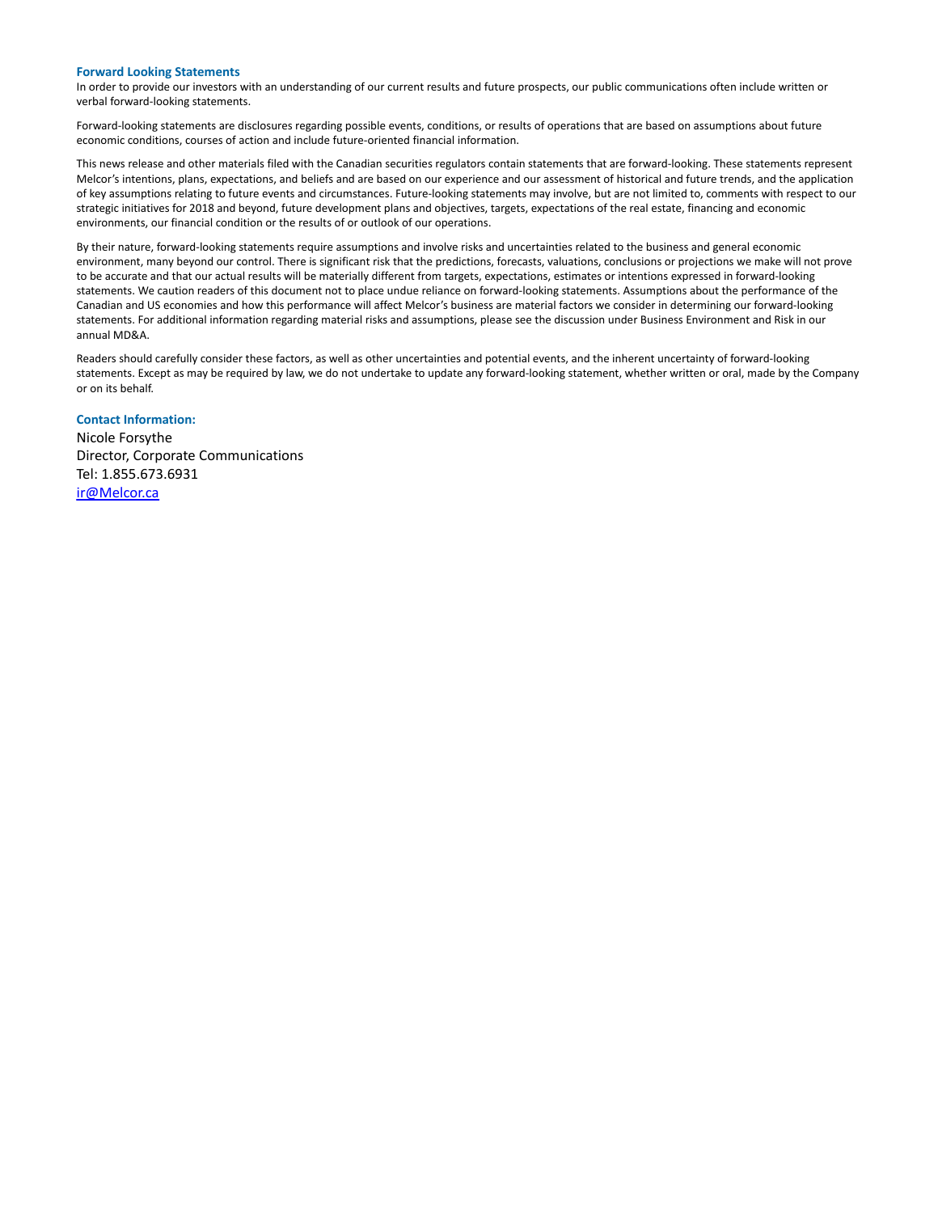## Forward Looking Statements

In order to provide our investors with an understanding of our current results and future prospects, our public communications often include written or verbal forward-looking statements.

Forward-looking statements are disclosures regarding possible events, conditions, or results of operations that are based on assumptions about future economic conditions, courses of action and include future-oriented financial information.

This news release and other materials filed with the Canadian securities regulators contain statements that are forward-looking. These statements represent Melcor's intentions, plans, expectations, and beliefs and are based on our experience and our assessment of historical and future trends, and the application of key assumptions relating to future events and circumstances. Future-looking statements may involve, but are not limited to, comments with respect to our strategic initiatives for 2018 and beyond, future development plans and objectives, targets, expectations of the real estate, financing and economic environments, our financial condition or the results of or outlook of our operations.

By their nature, forward-looking statements require assumptions and involve risks and uncertainties related to the business and general economic environment, many beyond our control. There is significant risk that the predictions, forecasts, valuations, conclusions or projections we make will not prove to be accurate and that our actual results will be materially different from targets, expectations, estimates or intentions expressed in forward-looking statements. We caution readers of this document not to place undue reliance on forward-looking statements. Assumptions about the performance of the Canadian and US economies and how this performance will affect Melcor's business are material factors we consider in determining our forward-looking statements. For additional information regarding material risks and assumptions, please see the discussion under Business Environment and Risk in our annual MD&A.

Readers should carefully consider these factors, as well as other uncertainties and potential events, and the inherent uncertainty of forward-looking statements. Except as may be required by law, we do not undertake to update any forward-looking statement, whether written or oral, made by the Company or on its behalf.

## Contact Information:

Nicole Forsythe
Director, Corporate Communications
Tel: 1.855.673.6931
ir@Melcor.ca